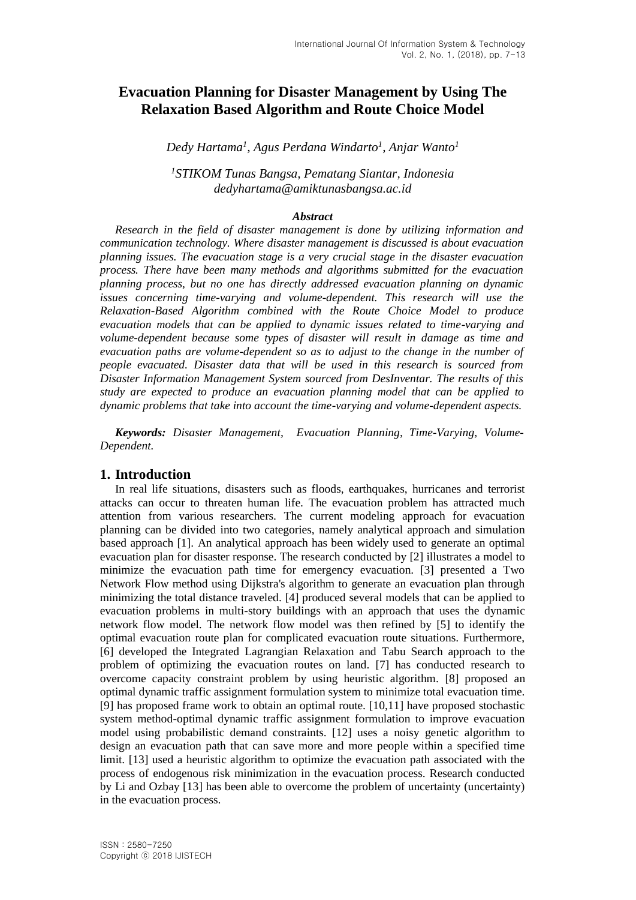# Evacuation Planning for Disaster Management by Using The Relaxation Based Algorithm and Route Choice Model

*Dedy Hartama[1], Agus Perdana Windarto[1], Anjar Wanto[1]*

*[1]STIKOM Tunas Bangsa, Pematang Siantar, Indonesia*
*dedyhartama@amiktunasbangsa.ac.id*

***Abstract***

*Research in the field of disaster management is done by utilizing information and communication technology. Where disaster management is discussed is about evacuation planning issues. The evacuation stage is a very crucial stage in the disaster evacuation process. There have been many methods and algorithms submitted for the evacuation planning process, but no one has directly addressed evacuation planning on dynamic issues concerning time-varying and volume-dependent. This research will use the Relaxation-Based Algorithm combined with the Route Choice Model to produce evacuation models that can be applied to dynamic issues related to time-varying and volume-dependent because some types of disaster will result in damage as time and evacuation paths are volume-dependent so as to adjust to the change in the number of people evacuated. Disaster data that will be used in this research is sourced from Disaster Information Management System sourced from DesInventar. The results of this study are expected to produce an evacuation planning model that can be applied to dynamic problems that take into account the time-varying and volume-dependent aspects.*

***Keywords:*** *Disaster Management, Evacuation Planning, Time-Varying, Volume-Dependent.*

## 1. Introduction

In real life situations, disasters such as floods, earthquakes, hurricanes and terrorist attacks can occur to threaten human life. The evacuation problem has attracted much attention from various researchers. The current modeling approach for evacuation planning can be divided into two categories, namely analytical approach and simulation based approach [1]. An analytical approach has been widely used to generate an optimal evacuation plan for disaster response. The research conducted by [2] illustrates a model to minimize the evacuation path time for emergency evacuation. [3] presented a Two Network Flow method using Dijkstra's algorithm to generate an evacuation plan through minimizing the total distance traveled. [4] produced several models that can be applied to evacuation problems in multi-story buildings with an approach that uses the dynamic network flow model. The network flow model was then refined by [5] to identify the optimal evacuation route plan for complicated evacuation route situations. Furthermore, [6] developed the Integrated Lagrangian Relaxation and Tabu Search approach to the problem of optimizing the evacuation routes on land. [7] has conducted research to overcome capacity constraint problem by using heuristic algorithm. [8] proposed an optimal dynamic traffic assignment formulation system to minimize total evacuation time. [9] has proposed frame work to obtain an optimal route. [10,11] have proposed stochastic system method-optimal dynamic traffic assignment formulation to improve evacuation model using probabilistic demand constraints. [12] uses a noisy genetic algorithm to design an evacuation path that can save more and more people within a specified time limit. [13] used a heuristic algorithm to optimize the evacuation path associated with the process of endogenous risk minimization in the evacuation process. Research conducted by Li and Ozbay [13] has been able to overcome the problem of uncertainty (uncertainty) in the evacuation process.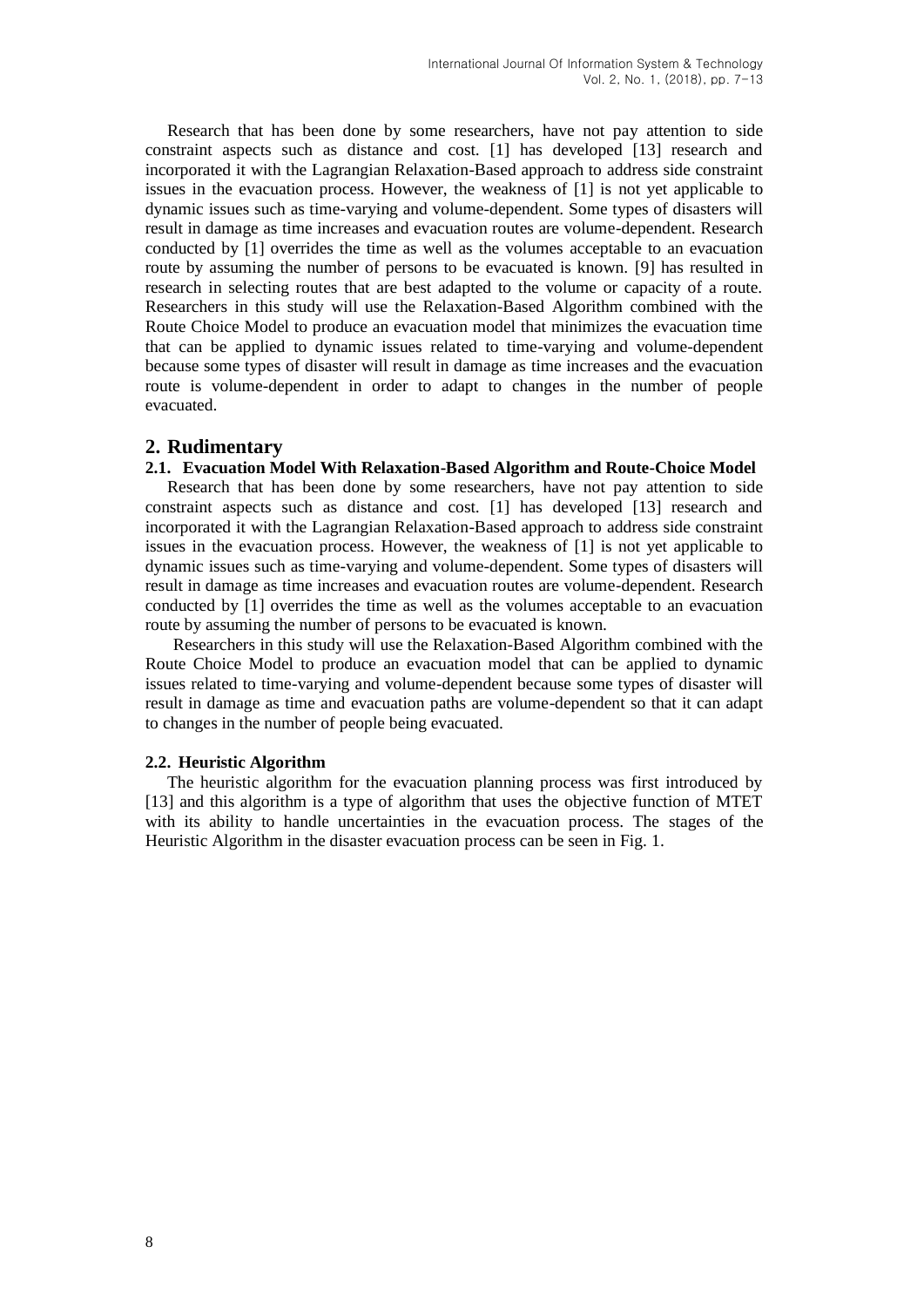Research that has been done by some researchers, have not pay attention to side constraint aspects such as distance and cost. [1] has developed [13] research and incorporated it with the Lagrangian Relaxation-Based approach to address side constraint issues in the evacuation process. However, the weakness of [1] is not yet applicable to dynamic issues such as time-varying and volume-dependent. Some types of disasters will result in damage as time increases and evacuation routes are volume-dependent. Research conducted by [1] overrides the time as well as the volumes acceptable to an evacuation route by assuming the number of persons to be evacuated is known. [9] has resulted in research in selecting routes that are best adapted to the volume or capacity of a route. Researchers in this study will use the Relaxation-Based Algorithm combined with the Route Choice Model to produce an evacuation model that minimizes the evacuation time that can be applied to dynamic issues such as time-varying and volume-dependent because some types of disaster will result in damage as time increases and the evacuation route is volume-dependent in order to adapt to changes in the number of people evacuated.

## 2. Rudimentary

### 2.1. Evacuation Model With Relaxation-Based Algorithm and Route-Choice Model

Research that has been done by some researchers, have not pay attention to side constraint aspects such as distance and cost. [1] has developed [13] research and incorporated it with the Lagrangian Relaxation-Based approach to address side constraint issues in the evacuation process. However, the weakness of [1] is not yet applicable to dynamic issues such as time-varying and volume-dependent. Some types of disasters will result in damage as time increases and evacuation routes are volume-dependent. Research conducted by [1] overrides the time as well as the volumes acceptable to an evacuation route by assuming the number of persons to be evacuated is known.

Researchers in this study will use the Relaxation-Based Algorithm combined with the Route Choice Model to produce an evacuation model that can be applied to dynamic issues related to time-varying and volume-dependent because some types of disaster will result in damage as time and evacuation paths are volume-dependent so that it can adapt to changes in the number of people being evacuated.

### 2.2. Heuristic Algorithm

The heuristic algorithm for the evacuation planning process was first introduced by [13] and this algorithm is a type of algorithm that uses the objective function of MTET with its ability to handle uncertainties in the evacuation process. The stages of the Heuristic Algorithm in the disaster evacuation process can be seen in Fig. 1.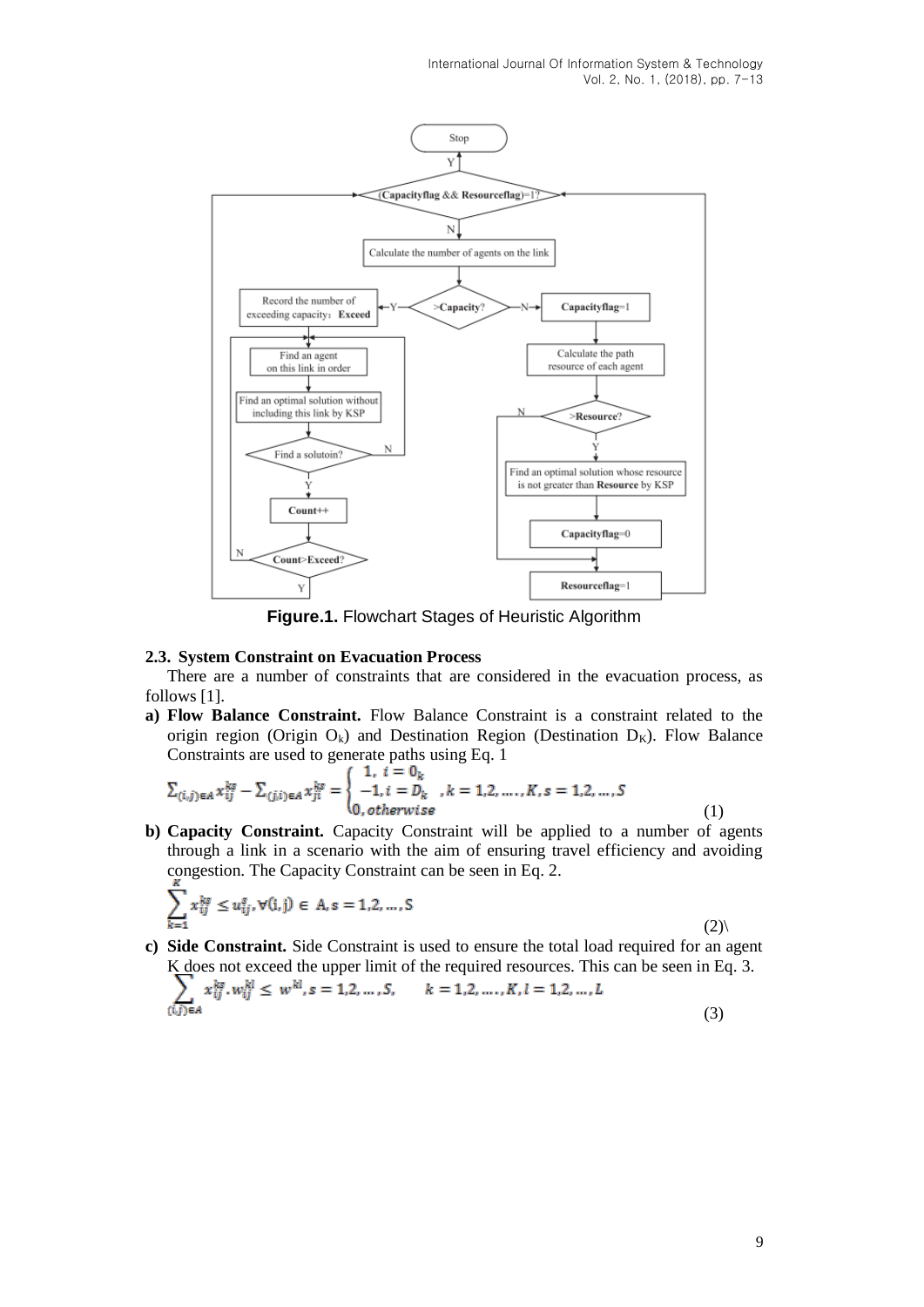**Figure.1.** Flowchart Stages of Heuristic Algorithm

### 2.3. System Constraint on Evacuation Process

There are a number of constraints that are considered in the evacuation process, as follows [1].

**a) Flow Balance Constraint.** Flow Balance Constraint is a constraint related to the origin region (Origin $O_k$) and Destination Region (Destination $D_K$). Flow Balance Constraints are used to generate paths using Eq. 1

$$\sum_{(i,j)\in A} x_{ij}^{ks} - \sum_{(j,i)\in A} x_{ji}^{ks} = \begin{cases} 1,\ i = O_k \\ -1, i = D_k \\ 0, otherwise \end{cases},k = 1,2, \ldots, K, s = 1,2, \ldots, S \tag{1}$$

**b) Capacity Constraint.** Capacity Constraint will be applied to a number of agents through a link in a scenario with the aim of ensuring travel efficiency and avoiding congestion. The Capacity Constraint can be seen in Eq. 2.

$$\sum_{k=1}^{K} x_{ij}^{ks} \leq u_{ij}^{s}, \forall (i,j) \in A, s = 1,2, \ldots, S \tag{2}$$

**c) Side Constraint.** Side Constraint is used to ensure the total load required for an agent K does not exceed the upper limit of the required resources. This can be seen in Eq. 3.

$$\sum_{(i,j)\in A} x_{ij}^{ks} . w_{ij}^{kl} \leq w^{kl}, s = 1,2, \ldots, S, \quad k = 1,2, \ldots, K, l = 1,2, \ldots, L \tag{3}$$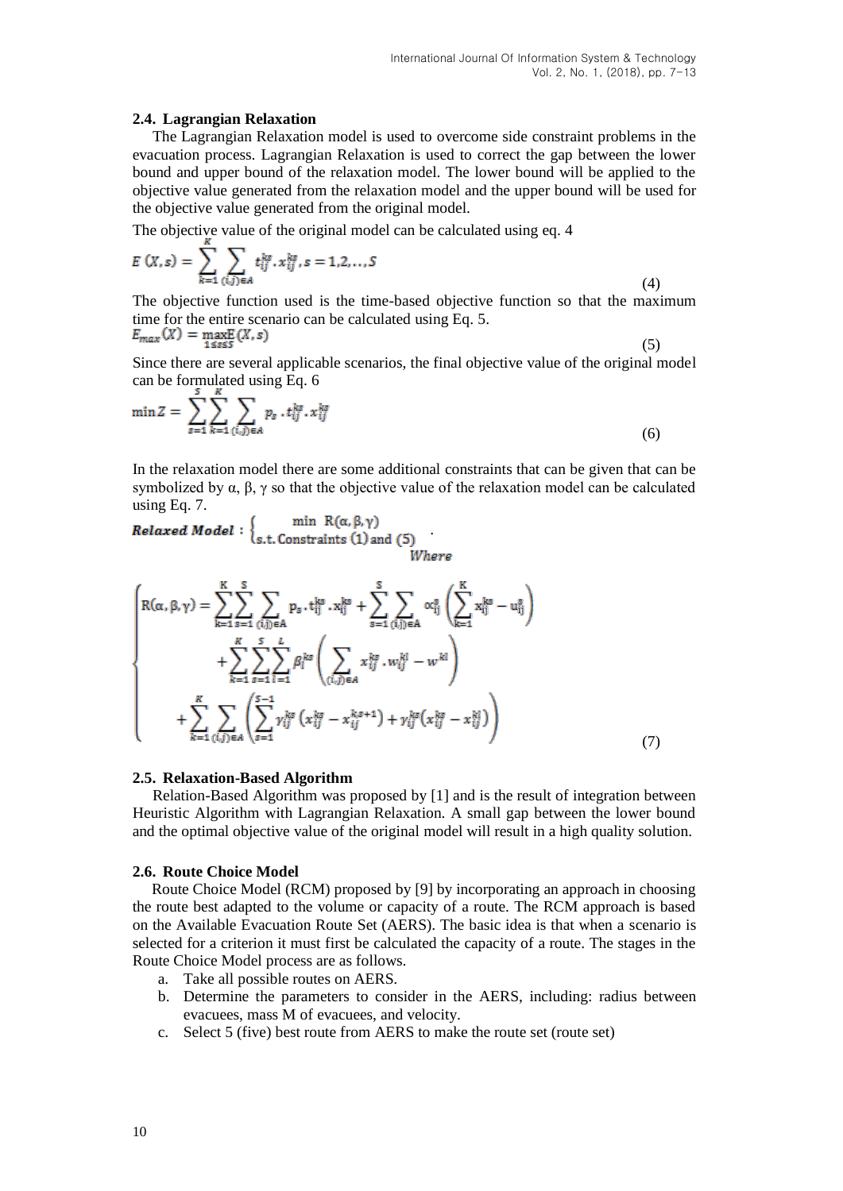### 2.4. Lagrangian Relaxation

The Lagrangian Relaxation model is used to overcome side constraint problems in the evacuation process. Lagrangian Relaxation is used to correct the gap between the lower bound and upper bound of the relaxation model. The lower bound will be applied to the objective value generated from the relaxation model and the upper bound will be used for the objective value generated from the original model.

The objective value of the original model can be calculated using eq. 4

$$E(X,s) = \sum_{k=1}^{K} \sum_{(i,j)\in A} t_{ij}^{ks} . x_{ij}^{ks}, s = 1,2,\ldots,S \tag{4}$$

The objective function used is the time-based objective function so that the maximum time for the entire scenario can be calculated using Eq. 5.

$$E_{max}(X) = \max_{1 \leq s \leq S} E(X,s) \tag{5}$$

Since there are several applicable scenarios, the final objective value of the original model can be formulated using Eq. 6

$$\min Z = \sum_{s=1}^{S} \sum_{k=1}^{K} \sum_{(i,j)\in A} p_s . t_{ij}^{ks} . x_{ij}^{ks} \tag{6}$$

In the relaxation model there are some additional constraints that can be given that can be symbolized by α, β, γ so that the objective value of the relaxation model can be calculated using Eq. 7.

$$\textbf{\textit{Relaxed Model}} : \begin{cases} \min \ R(\alpha,\beta,\gamma) \\ \text{s.t. Constraints (1) and (5)} \end{cases} .$$

*Where*

$$\begin{cases} R(\alpha,\beta,\gamma) = \displaystyle\sum_{k=1}^{K} \sum_{s=1}^{S} \sum_{(i,j)\in A} p_s . t_{ij}^{ks} . x_{ij}^{ks} + \sum_{s=1}^{S} \sum_{(i,j)\in A} \alpha_{ij}^{s} \left( \sum_{k=1}^{K} x_{ij}^{ks} - u_{ij}^{s} \right) \\ \qquad + \displaystyle\sum_{k=1}^{K} \sum_{s=1}^{S} \sum_{l=1}^{L} \beta_{l}^{ks} \left( \sum_{(i,j)\in A} x_{ij}^{ks} . w_{ij}^{kl} - w^{kl} \right) \\ \quad + \displaystyle\sum_{k=1}^{K} \sum_{(i,j)\in A} \left( \sum_{s=1}^{S-1} \gamma_{ij}^{ks} \left( x_{ij}^{ks} - x_{ij}^{ks+1} \right) + \gamma_{ij}^{ks} \left( x_{ij}^{ks} - x_{ij}^{kl} \right) \right) \end{cases} \tag{7}$$

### 2.5. Relaxation-Based Algorithm

Relation-Based Algorithm was proposed by [1] and is the result of integration between Heuristic Algorithm with Lagrangian Relaxation. A small gap between the lower bound and the optimal objective value of the original model will result in a high quality solution.

### 2.6. Route Choice Model

Route Choice Model (RCM) proposed by [9] by incorporating an approach in choosing the route best adapted to the volume or capacity of a route. The RCM approach is based on the Available Evacuation Route Set (AERS). The basic idea is that when a scenario is selected for a criterion it must first be calculated the capacity of a route. The stages in the Route Choice Model process are as follows.

a. Take all possible routes on AERS.
b. Determine the parameters to consider in the AERS, including: radius between evacuees, mass M of evacuees, and velocity.
c. Select 5 (five) best route from AERS to make the route set (route set)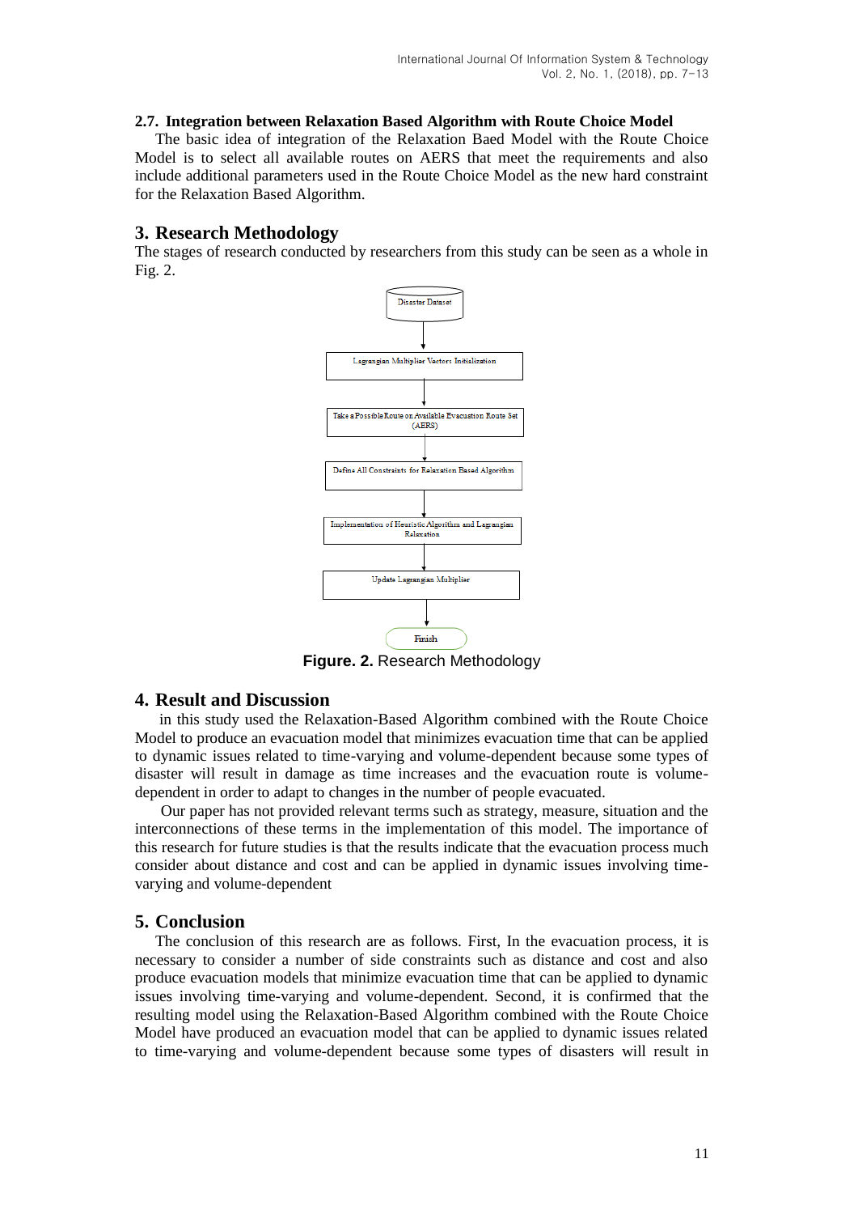### 2.7. Integration between Relaxation Based Algorithm with Route Choice Model

The basic idea of integration of the Relaxation Baed Model with the Route Choice Model is to select all available routes on AERS that meet the requirements and also include additional parameters used in the Route Choice Model as the new hard constraint for the Relaxation Based Algorithm.

## 3. Research Methodology

The stages of research conducted by researchers from this study can be seen as a whole in Fig. 2.

Disaster Dataset → Lagrangian Multiplier Vectors Initialization → Take a Possible Route on Available Evacuation Route Set (AERS) → Define All Constraints for Relaxation Based Algorithm → Implementation of Heuristic Algorithm and Lagrangian Relaxation → Update Lagrangian Multiplier → Finish

**Figure. 2.** Research Methodology

## 4. Result and Discussion

in this study used the Relaxation-Based Algorithm combined with the Route Choice Model to produce an evacuation model that minimizes evacuation time that can be applied to dynamic issues related to time-varying and volume-dependent because some types of disaster will result in damage as time increases and the evacuation route is volume-dependent in order to adapt to changes in the number of people evacuated.

Our paper has not provided relevant terms such as strategy, measure, situation and the interconnections of these terms in the implementation of this model. The importance of this research for future studies is that the results indicate that the evacuation process much consider about distance and cost and can be applied in dynamic issues involving time-varying and volume-dependent

## 5. Conclusion

The conclusion of this research are as follows. First, In the evacuation process, it is necessary to consider a number of side constraints such as distance and cost and also produce evacuation models that minimize evacuation time that can be applied to dynamic issues involving time-varying and volume-dependent. Second, it is confirmed that the resulting model using the Relaxation-Based Algorithm combined with the Route Choice Model have produced an evacuation model that can be applied to dynamic issues related to time-varying and volume-dependent because some types of disasters will result in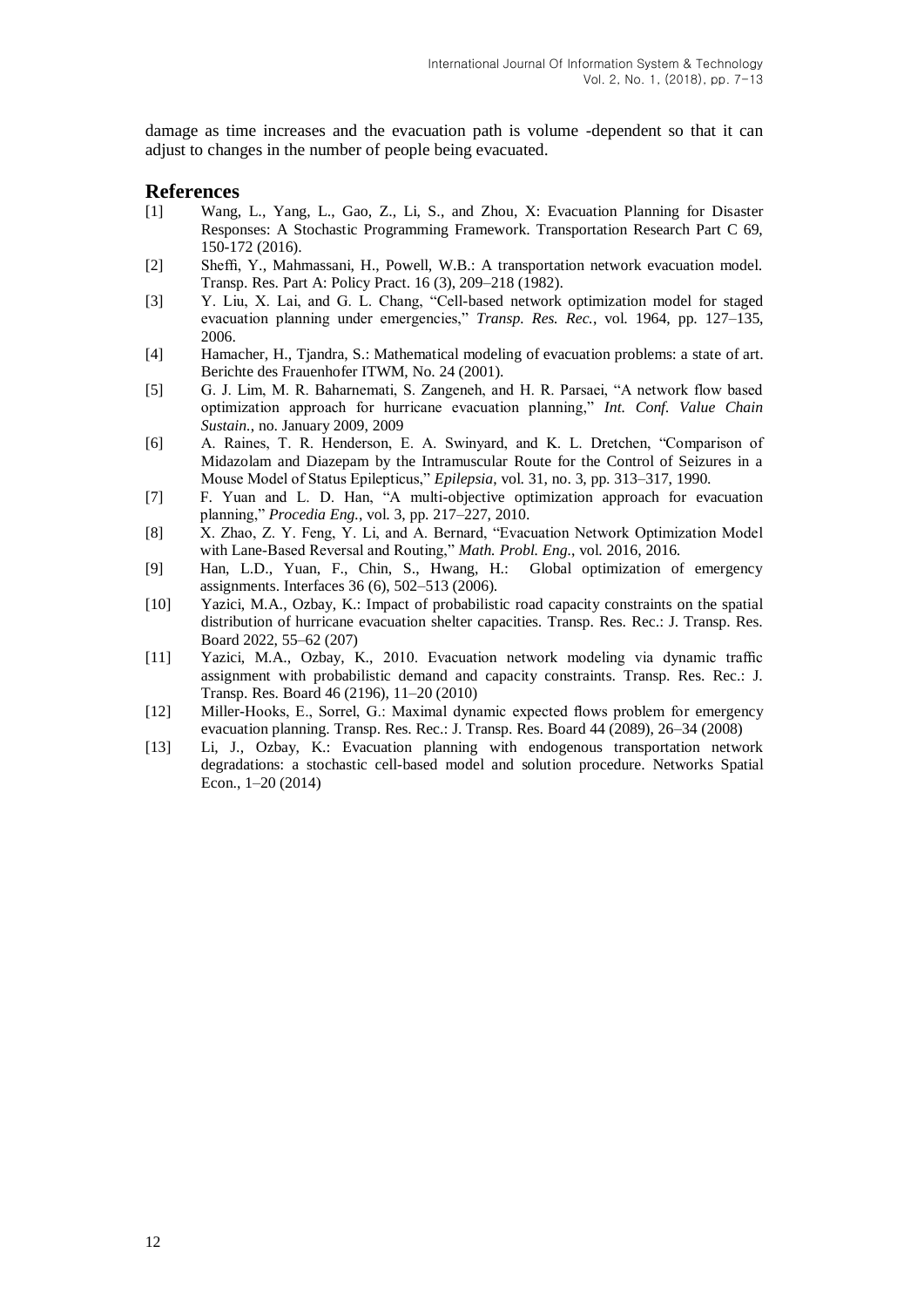damage as time increases and the evacuation path is volume -dependent so that it can adjust to changes in the number of people being evacuated.

## References

[1] Wang, L., Yang, L., Gao, Z., Li, S., and Zhou, X: Evacuation Planning for Disaster Responses: A Stochastic Programming Framework. Transportation Research Part C 69, 150-172 (2016).

[2] Sheffi, Y., Mahmassani, H., Powell, W.B.: A transportation network evacuation model. Transp. Res. Part A: Policy Pract. 16 (3), 209–218 (1982).

[3] Y. Liu, X. Lai, and G. L. Chang, "Cell-based network optimization model for staged evacuation planning under emergencies," *Transp. Res. Rec.*, vol. 1964, pp. 127–135, 2006.

[4] Hamacher, H., Tjandra, S.: Mathematical modeling of evacuation problems: a state of art. Berichte des Frauenhofer ITWM, No. 24 (2001).

[5] G. J. Lim, M. R. Baharnemati, S. Zangeneh, and H. R. Parsaei, "A network flow based optimization approach for hurricane evacuation planning," *Int. Conf. Value Chain Sustain.*, no. January 2009, 2009

[6] A. Raines, T. R. Henderson, E. A. Swinyard, and K. L. Dretchen, "Comparison of Midazolam and Diazepam by the Intramuscular Route for the Control of Seizures in a Mouse Model of Status Epilepticus," *Epilepsia*, vol. 31, no. 3, pp. 313–317, 1990.

[7] F. Yuan and L. D. Han, "A multi-objective optimization approach for evacuation planning," *Procedia Eng.*, vol. 3, pp. 217–227, 2010.

[8] X. Zhao, Z. Y. Feng, Y. Li, and A. Bernard, "Evacuation Network Optimization Model with Lane-Based Reversal and Routing," *Math. Probl. Eng.*, vol. 2016, 2016.

[9] Han, L.D., Yuan, F., Chin, S., Hwang, H.: Global optimization of emergency assignments. Interfaces 36 (6), 502–513 (2006).

[10] Yazici, M.A., Ozbay, K.: Impact of probabilistic road capacity constraints on the spatial distribution of hurricane evacuation shelter capacities. Transp. Res. Rec.: J. Transp. Res. Board 2022, 55–62 (207)

[11] Yazici, M.A., Ozbay, K., 2010. Evacuation network modeling via dynamic traffic assignment with probabilistic demand and capacity constraints. Transp. Res. Rec.: J. Transp. Res. Board 46 (2196), 11–20 (2010)

[12] Miller-Hooks, E., Sorrel, G.: Maximal dynamic expected flows problem for emergency evacuation planning. Transp. Res. Rec.: J. Transp. Res. Board 44 (2089), 26–34 (2008)

[13] Li, J., Ozbay, K.: Evacuation planning with endogenous transportation network degradations: a stochastic cell-based model and solution procedure. Networks Spatial Econ., 1–20 (2014)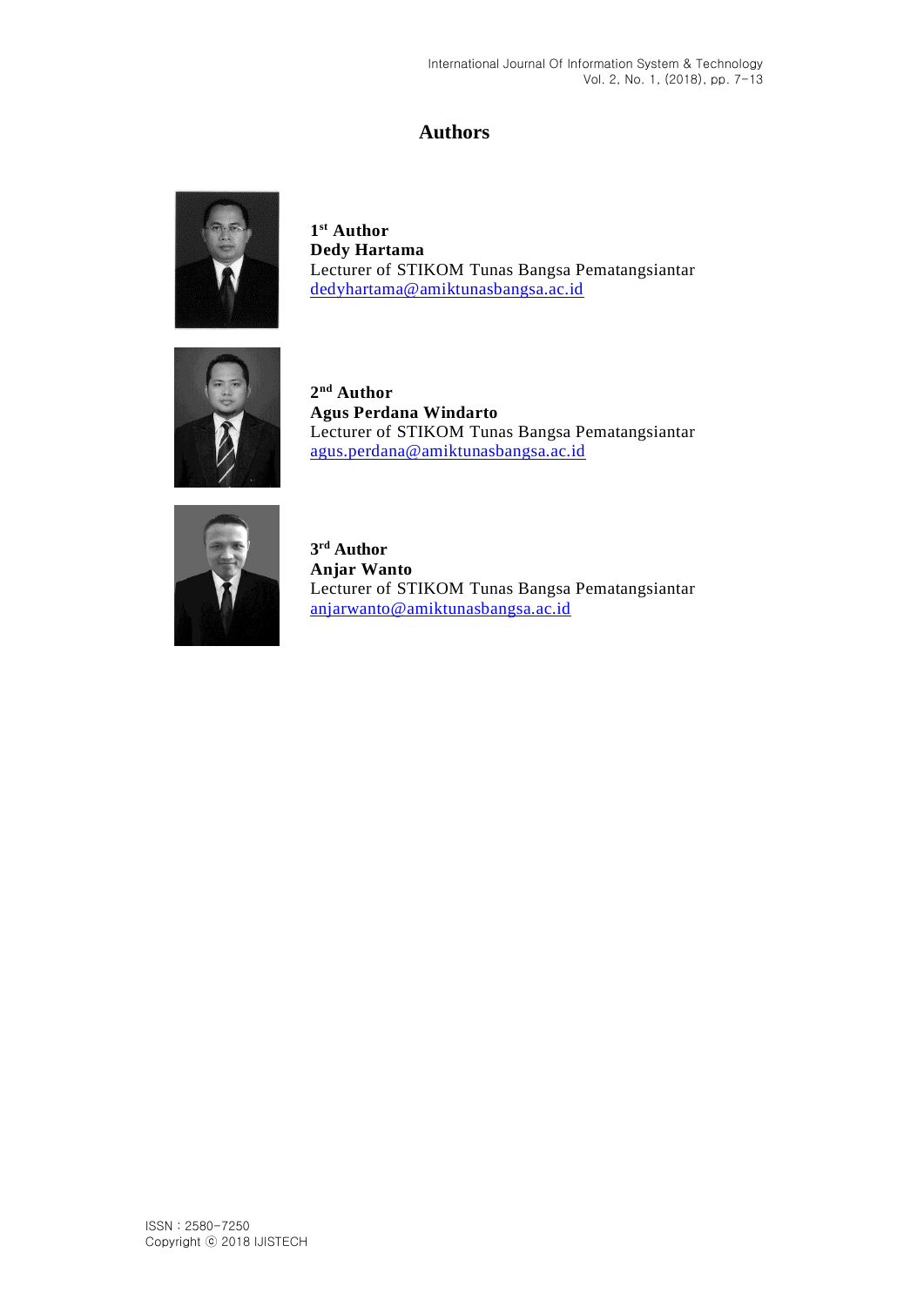# Authors

**1st Author**
**Dedy Hartama**
Lecturer of STIKOM Tunas Bangsa Pematangsiantar
dedyhartama@amiktunasbangsa.ac.id

**2nd Author**
**Agus Perdana Windarto**
Lecturer of STIKOM Tunas Bangsa Pematangsiantar
agus.perdana@amiktunasbangsa.ac.id

**3rd Author**
**Anjar Wanto**
Lecturer of STIKOM Tunas Bangsa Pematangsiantar
anjarwanto@amiktunasbangsa.ac.id